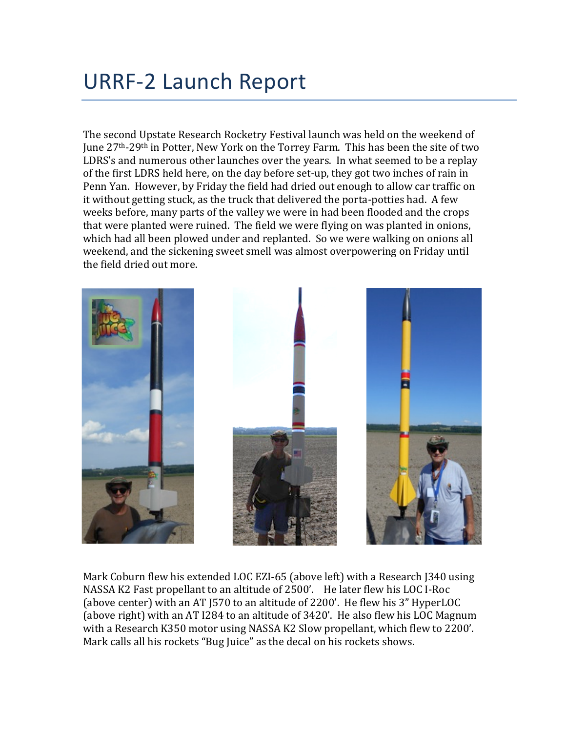# URRF-2 Launch Report

The second Upstate Research Rocketry Festival launch was held on the weekend of June 27th-29th in Potter, New York on the Torrey Farm. This has been the site of two LDRS's and numerous other launches over the years. In what seemed to be a replay of the first LDRS held here, on the day before set-up, they got two inches of rain in Penn Yan. However, by Friday the field had dried out enough to allow car traffic on it without getting stuck, as the truck that delivered the porta-potties had. A few weeks before, many parts of the valley we were in had been flooded and the crops that were planted were ruined. The field we were flying on was planted in onions, which had all been plowed under and replanted. So we were walking on onions all weekend, and the sickening sweet smell was almost overpowering on Friday until the field dried out more.

Mark Coburn flew his extended LOC EZI-65 (above left) with a Research J340 using NASSA K2 Fast propellant to an altitude of 2500'. He later flew his LOC I-Roc (above center) with an AT J570 to an altitude of 2200'. He flew his 3" HyperLOC (above right) with an AT I284 to an altitude of 3420'. He also flew his LOC Magnum with a Research K350 motor using NASSA K2 Slow propellant, which flew to 2200'. Mark calls all his rockets "Bug Juice" as the decal on his rockets shows.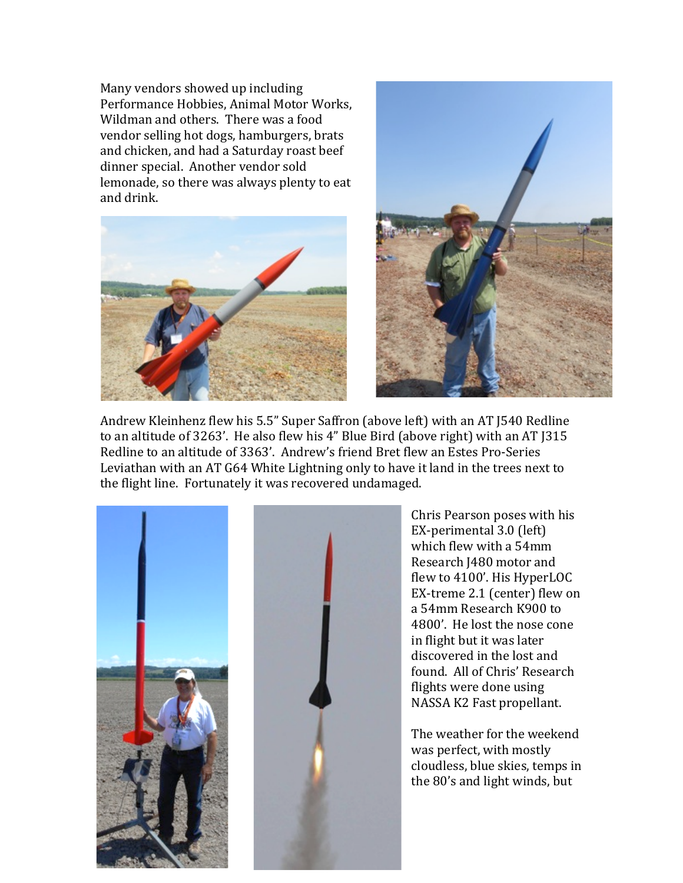Many vendors showed up including Performance Hobbies, Animal Motor Works, Wildman and others. There was a food vendor selling hot dogs, hamburgers, brats and chicken, and had a Saturday roast beef dinner special. Another vendor sold lemonade, so there was always plenty to eat and drink.

Andrew Kleinhenz flew his 5.5" Super Saffron (above left) with an AT J540 Redline to an altitude of 3263'. He also flew his 4" Blue Bird (above right) with an AT J315 Redline to an altitude of 3363'. Andrew's friend Bret flew an Estes Pro-Series Leviathan with an AT G64 White Lightning only to have it land in the trees next to the flight line. Fortunately it was recovered undamaged.

Chris Pearson poses with his EX-perimental 3.0 (left) which flew with a 54mm Research J480 motor and flew to 4100'. His HyperLOC EX-treme 2.1 (center) flew on a 54mm Research K900 to 4800'. He lost the nose cone in flight but it was later discovered in the lost and found. All of Chris' Research flights were done using NASSA K2 Fast propellant.

The weather for the weekend was perfect, with mostly cloudless, blue skies, temps in the 80's and light winds, but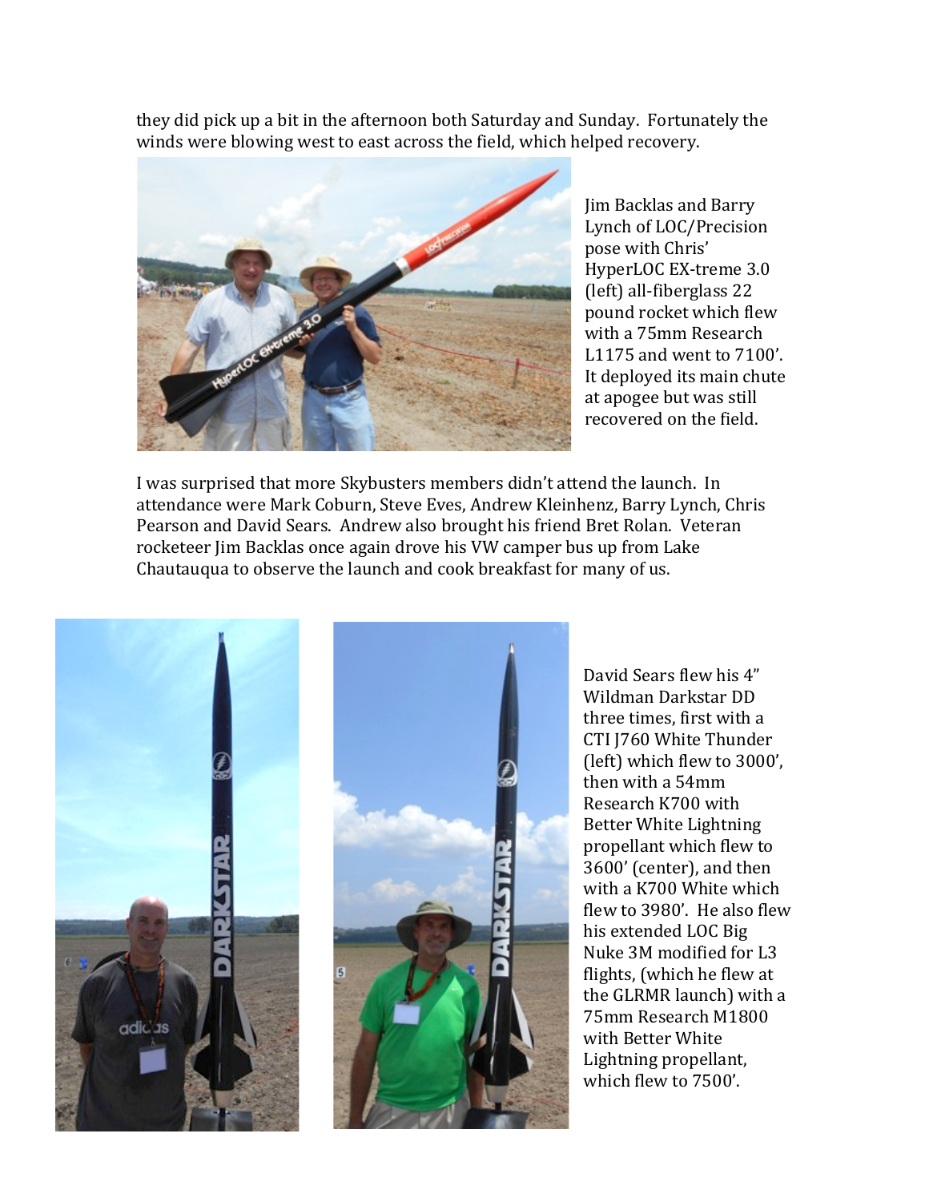they did pick up a bit in the afternoon both Saturday and Sunday. Fortunately the winds were blowing west to east across the field, which helped recovery.

Jim Backlas and Barry Lynch of LOC/Precision pose with Chris' HyperLOC EX-treme 3.0 (left) all-fiberglass 22 pound rocket which flew with a 75mm Research L1175 and went to 7100'. It deployed its main chute at apogee but was still recovered on the field.

I was surprised that more Skybusters members didn't attend the launch. In attendance were Mark Coburn, Steve Eves, Andrew Kleinhenz, Barry Lynch, Chris Pearson and David Sears. Andrew also brought his friend Bret Rolan. Veteran rocketeer Jim Backlas once again drove his VW camper bus up from Lake Chautauqua to observe the launch and cook breakfast for many of us.

David Sears flew his 4" Wildman Darkstar DD three times, first with a CTI J760 White Thunder (left) which flew to 3000', then with a 54mm Research K700 with Better White Lightning propellant which flew to 3600' (center), and then with a K700 White which flew to 3980'. He also flew his extended LOC Big Nuke 3M modified for L3 flights, (which he flew at the GLRMR launch) with a 75mm Research M1800 with Better White Lightning propellant, which flew to 7500'.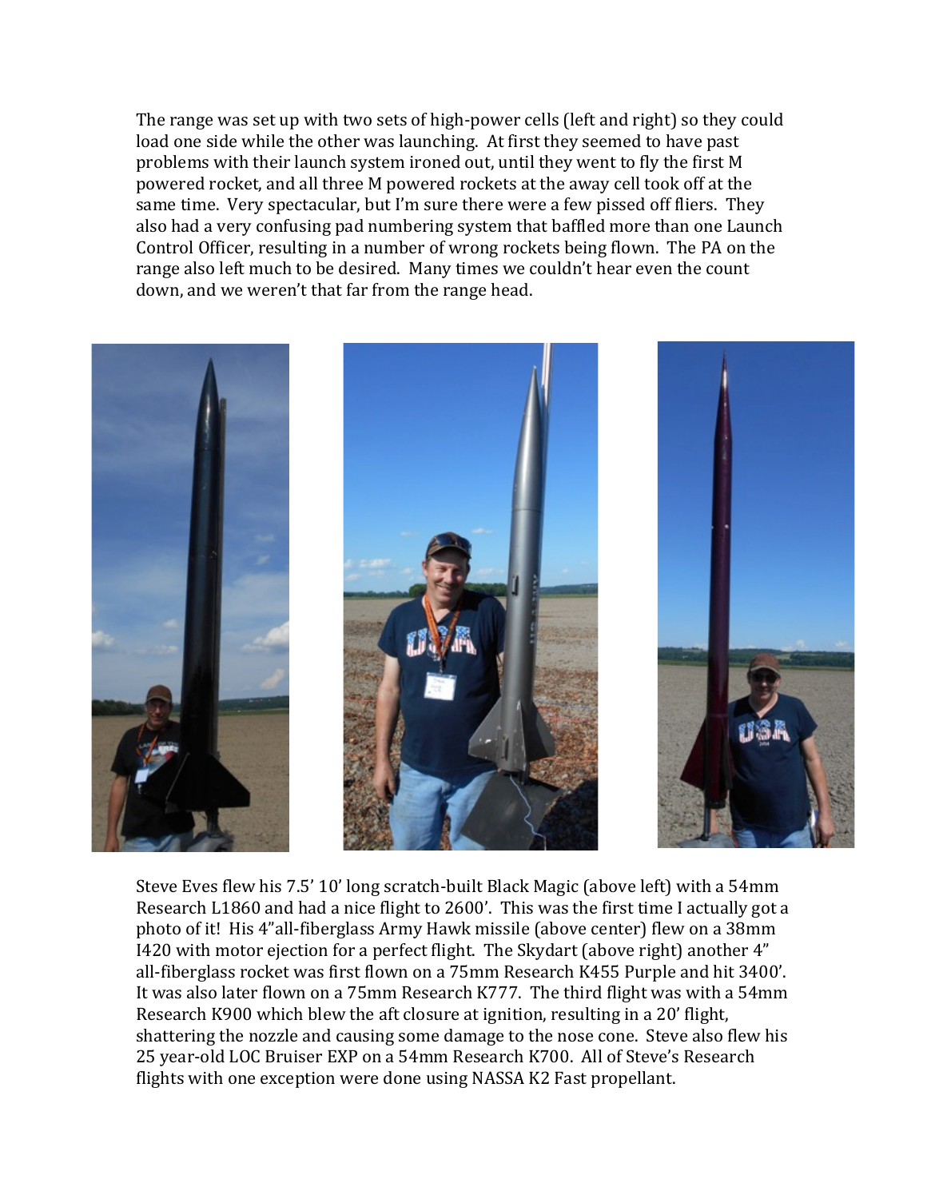The range was set up with two sets of high-power cells (left and right) so they could load one side while the other was launching. At first they seemed to have past problems with their launch system ironed out, until they went to fly the first M powered rocket, and all three M powered rockets at the away cell took off at the same time. Very spectacular, but I'm sure there were a few pissed off fliers. They also had a very confusing pad numbering system that baffled more than one Launch Control Officer, resulting in a number of wrong rockets being flown. The PA on the range also left much to be desired. Many times we couldn't hear even the count down, and we weren't that far from the range head.

Steve Eves flew his 7.5' 10' long scratch-built Black Magic (above left) with a 54mm Research L1860 and had a nice flight to 2600'. This was the first time I actually got a photo of it! His 4"all-fiberglass Army Hawk missile (above center) flew on a 38mm I420 with motor ejection for a perfect flight. The Skydart (above right) another 4" all-fiberglass rocket was first flown on a 75mm Research K455 Purple and hit 3400'. It was also later flown on a 75mm Research K777. The third flight was with a 54mm Research K900 which blew the aft closure at ignition, resulting in a 20' flight, shattering the nozzle and causing some damage to the nose cone. Steve also flew his 25 year-old LOC Bruiser EXP on a 54mm Research K700. All of Steve's Research flights with one exception were done using NASSA K2 Fast propellant.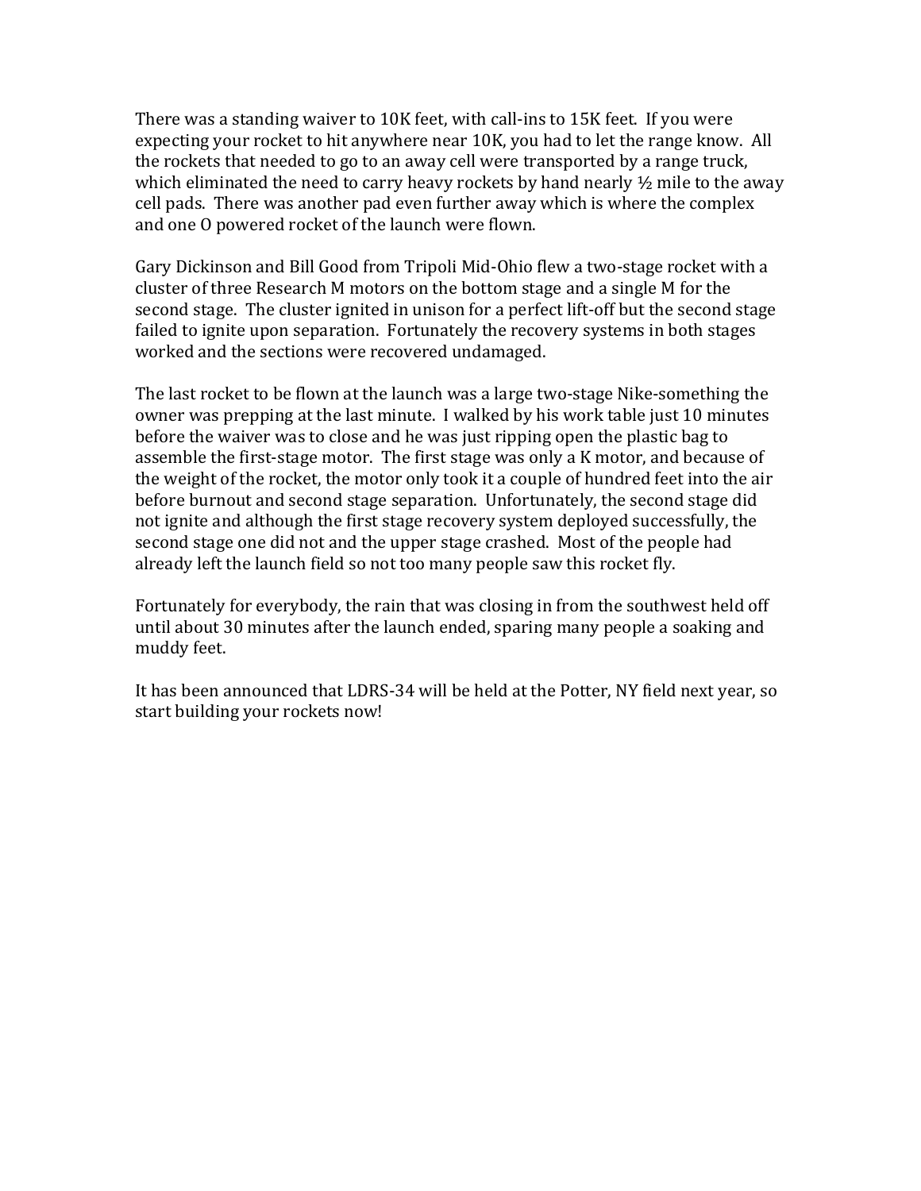There was a standing waiver to 10K feet, with call-ins to 15K feet. If you were expecting your rocket to hit anywhere near 10K, you had to let the range know. All the rockets that needed to go to an away cell were transported by a range truck, which eliminated the need to carry heavy rockets by hand nearly ½ mile to the away cell pads. There was another pad even further away which is where the complex and one O powered rocket of the launch were flown.

Gary Dickinson and Bill Good from Tripoli Mid-Ohio flew a two-stage rocket with a cluster of three Research M motors on the bottom stage and a single M for the second stage. The cluster ignited in unison for a perfect lift-off but the second stage failed to ignite upon separation. Fortunately the recovery systems in both stages worked and the sections were recovered undamaged.

The last rocket to be flown at the launch was a large two-stage Nike-something the owner was prepping at the last minute. I walked by his work table just 10 minutes before the waiver was to close and he was just ripping open the plastic bag to assemble the first-stage motor. The first stage was only a K motor, and because of the weight of the rocket, the motor only took it a couple of hundred feet into the air before burnout and second stage separation. Unfortunately, the second stage did not ignite and although the first stage recovery system deployed successfully, the second stage one did not and the upper stage crashed. Most of the people had already left the launch field so not too many people saw this rocket fly.

Fortunately for everybody, the rain that was closing in from the southwest held off until about 30 minutes after the launch ended, sparing many people a soaking and muddy feet.

It has been announced that LDRS-34 will be held at the Potter, NY field next year, so start building your rockets now!